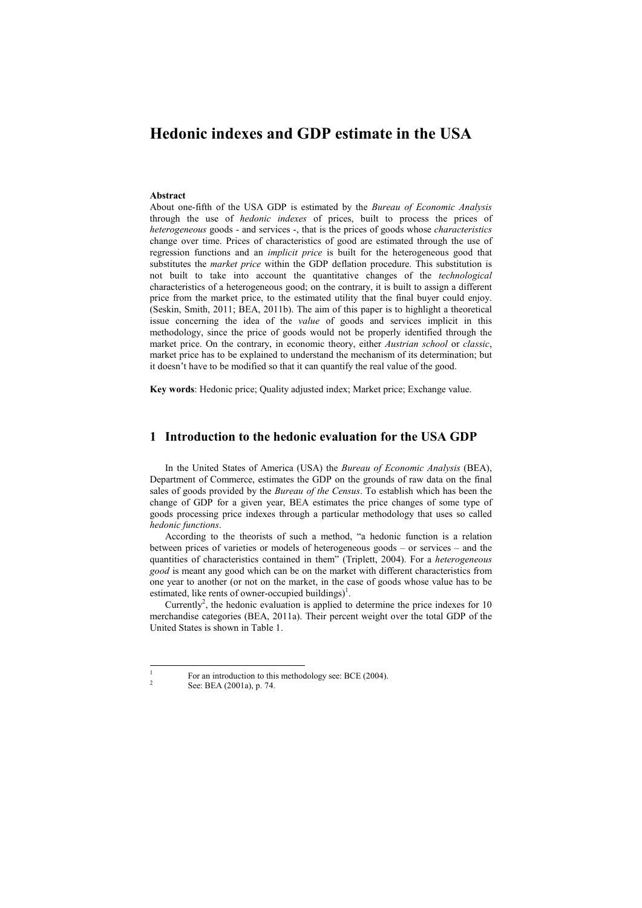# Hedonic indexes and GDP estimate in the USA

**Abstract**

About one-fifth of the USA GDP is estimated by the *Bureau of Economic Analysis* through the use of *hedonic indexes* of prices, built to process the prices of *heterogeneous* goods - and services -, that is the prices of goods whose *characteristics* change over time. Prices of characteristics of good are estimated through the use of regression functions and an *implicit price* is built for the heterogeneous good that substitutes the *market price* within the GDP deflation procedure. This substitution is not built to take into account the quantitative changes of the *technological* characteristics of a heterogeneous good; on the contrary, it is built to assign a different price from the market price, to the estimated utility that the final buyer could enjoy. (Seskin, Smith, 2011; BEA, 2011b). The aim of this paper is to highlight a theoretical issue concerning the idea of the *value* of goods and services implicit in this methodology, since the price of goods would not be properly identified through the market price. On the contrary, in economic theory, either *Austrian school* or *classic*, market price has to be explained to understand the mechanism of its determination; but it doesn't have to be modified so that it can quantify the real value of the good.

**Key words**: Hedonic price; Quality adjusted index; Market price; Exchange value.

## 1 Introduction to the hedonic evaluation for the USA GDP

In the United States of America (USA) the *Bureau of Economic Analysis* (BEA), Department of Commerce, estimates the GDP on the grounds of raw data on the final sales of goods provided by the *Bureau of the Census*. To establish which has been the change of GDP for a given year, BEA estimates the price changes of some type of goods processing price indexes through a particular methodology that uses so called *hedonic functions*.

According to the theorists of such a method, "a hedonic function is a relation between prices of varieties or models of heterogeneous goods – or services – and the quantities of characteristics contained in them" (Triplett, 2004). For a *heterogeneous good* is meant any good which can be on the market with different characteristics from one year to another (or not on the market, in the case of goods whose value has to be estimated, like rents of owner-occupied buildings)[1].

Currently[2], the hedonic evaluation is applied to determine the price indexes for 10 merchandise categories (BEA, 2011a). Their percent weight over the total GDP of the United States is shown in Table 1.

[1] For an introduction to this methodology see: BCE (2004).

[2] See: BEA (2001a), p. 74.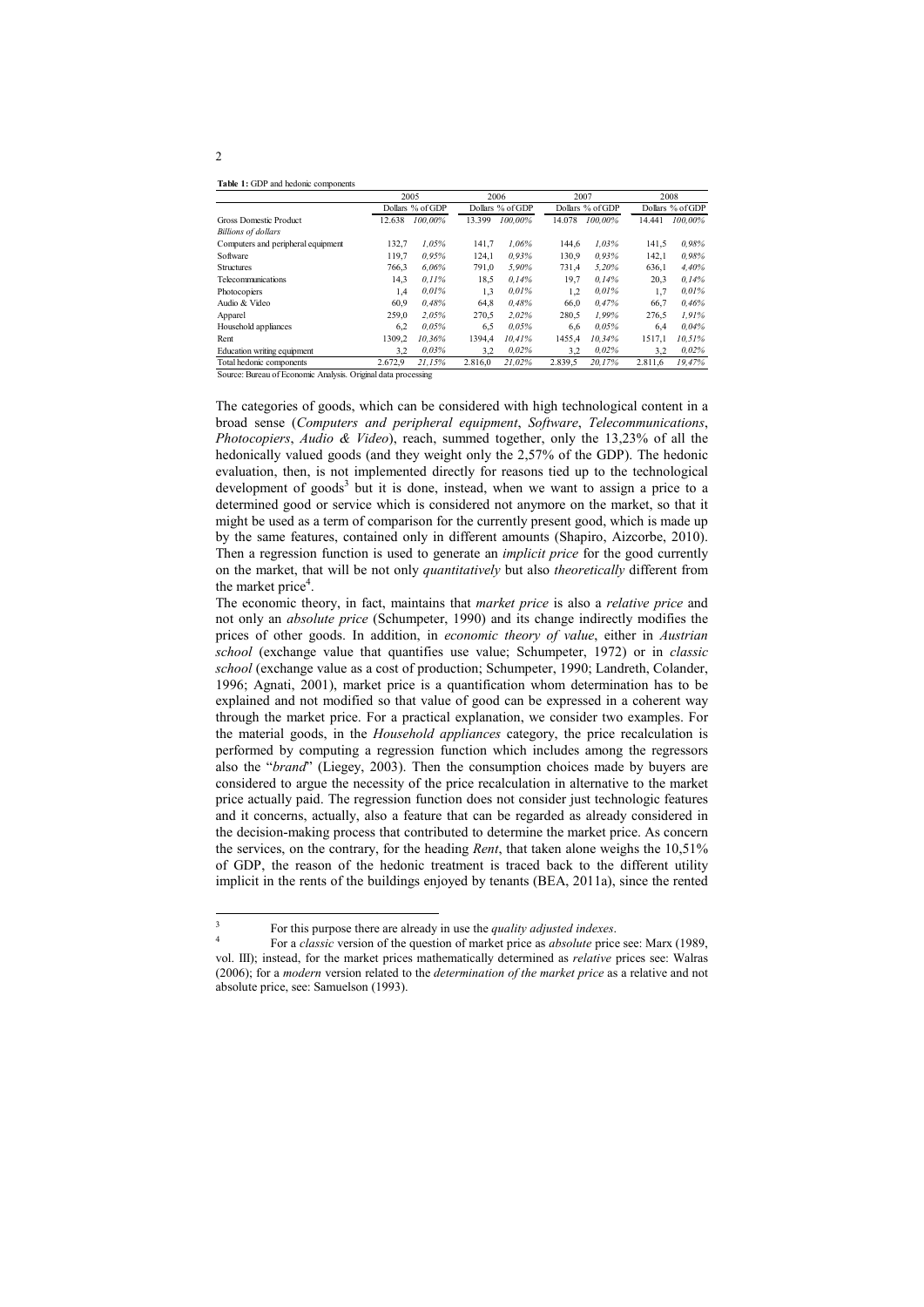**Table 1:** GDP and hedonic components

| | 2005 | | 2006 | | 2007 | | 2008 | |
|---|---|---|---|---|---|---|---|---|
| | Dollars | % of GDP | Dollars | % of GDP | Dollars | % of GDP | Dollars | % of GDP |
| Gross Domestic Product | 12.638 | *100,00%* | 13.399 | *100,00%* | 14.078 | *100,00%* | 14.441 | *100,00%* |
| *Billions of dollars* | | | | | | | | |
| Computers and peripheral equipment | 132,7 | *1,05%* | 141,7 | *1,06%* | 144,6 | *1,03%* | 141,5 | *0,98%* |
| Software | 119,7 | *0,95%* | 124,1 | *0,93%* | 130,9 | *0,93%* | 142,1 | *0,98%* |
| Structures | 766,3 | *6,06%* | 791,0 | *5,90%* | 731,4 | *5,20%* | 636,1 | *4,40%* |
| Telecommunications | 14,3 | *0,11%* | 18,5 | *0,14%* | 19,7 | *0,14%* | 20,3 | *0,14%* |
| Photocopiers | 1,4 | *0,01%* | 1,3 | *0,01%* | 1,2 | *0,01%* | 1,7 | *0,01%* |
| Audio & Video | 60,9 | *0,48%* | 64,8 | *0,48%* | 66,0 | *0,47%* | 66,7 | *0,46%* |
| Apparel | 259,0 | *2,05%* | 270,5 | *2,02%* | 280,5 | *1,99%* | 276,5 | *1,91%* |
| Household appliances | 6,2 | *0,05%* | 6,5 | *0,05%* | 6,6 | *0,05%* | 6,4 | *0,04%* |
| Rent | 1309,2 | *10,36%* | 1394,4 | *10,41%* | 1455,4 | *10,34%* | 1517,1 | *10,51%* |
| Education writing equipment | 3,2 | *0,03%* | 3,2 | *0,02%* | 3,2 | *0,02%* | 3,2 | *0,02%* |
| Total hedonic components | 2.672,9 | *21,15%* | 2.816,0 | *21,02%* | 2.839,5 | *20,17%* | 2.811,6 | *19,47%* |

Source: Bureau of Economic Analysis. Original data processing

The categories of goods, which can be considered with high technological content in a broad sense (*Computers and peripheral equipment*, *Software*, *Telecommunications*, *Photocopiers*, *Audio & Video*), reach, summed together, only the 13,23% of all the hedonically valued goods (and they weight only the 2,57% of the GDP). The hedonic evaluation, then, is not implemented directly for reasons tied up to the technological development of goods[3] but it is done, instead, when we want to assign a price to a determined good or service which is considered not anymore on the market, so that it might be used as a term of comparison for the currently present good, which is made up by the same features, contained only in different amounts (Shapiro, Aizcorbe, 2010). Then a regression function is used to generate an *implicit price* for the good currently on the market, that will be not only *quantitatively* but also *theoretically* different from the market price[4].

The economic theory, in fact, maintains that *market price* is also a *relative price* and not only an *absolute price* (Schumpeter, 1990) and its change indirectly modifies the prices of other goods. In addition, in *economic theory of value*, either in *Austrian school* (exchange value that quantifies use value; Schumpeter, 1972) or in *classic school* (exchange value as a cost of production; Schumpeter, 1990; Landreth, Colander, 1996; Agnati, 2001), market price is a quantification whom determination has to be explained and not modified so that value of good can be expressed in a coherent way through the market price. For a practical explanation, we consider two examples. For the material goods, in the *Household appliances* category, the price recalculation is performed by computing a regression function which includes among the regressors also the "*brand*" (Liegey, 2003). Then the consumption choices made by buyers are considered to argue the necessity of the price recalculation in alternative to the market price actually paid. The regression function does not consider just technologic features and it concerns, actually, also a feature that can be regarded as already considered in the decision-making process that contributed to determine the market price. As concern the services, on the contrary, for the heading *Rent*, that taken alone weighs the 10,51% of GDP, the reason of the hedonic treatment is traced back to the different utility implicit in the rents of the buildings enjoyed by tenants (BEA, 2011a), since the rented

---

[3] For this purpose there are already in use the *quality adjusted indexes*.

[4] For a *classic* version of the question of market price as *absolute* price see: Marx (1989, vol. III); instead, for the market prices mathematically determined as *relative* prices see: Walras (2006); for a *modern* version related to the *determination of the market price* as a relative and not absolute price, see: Samuelson (1993).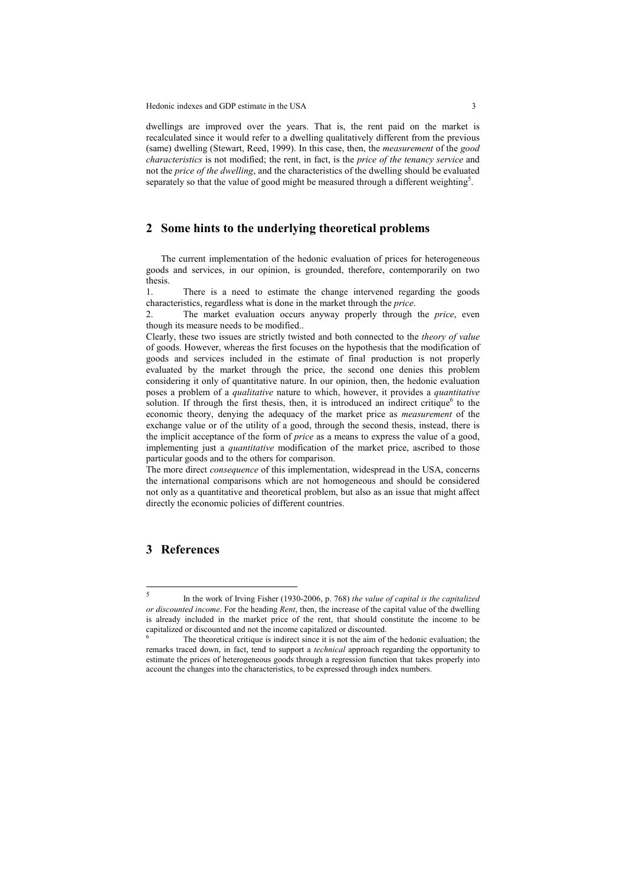dwellings are improved over the years. That is, the rent paid on the market is recalculated since it would refer to a dwelling qualitatively different from the previous (same) dwelling (Stewart, Reed, 1999). In this case, then, the *measurement* of the *good characteristics* is not modified; the rent, in fact, is the *price of the tenancy service* and not the *price of the dwelling*, and the characteristics of the dwelling should be evaluated separately so that the value of good might be measured through a different weighting[5].

## 2 Some hints to the underlying theoretical problems

The current implementation of the hedonic evaluation of prices for heterogeneous goods and services, in our opinion, is grounded, therefore, contemporarily on two thesis.

1. There is a need to estimate the change intervened regarding the goods characteristics, regardless what is done in the market through the *price*.
2. The market evaluation occurs anyway properly through the *price*, even though its measure needs to be modified..

Clearly, these two issues are strictly twisted and both connected to the *theory of value* of goods. However, whereas the first focuses on the hypothesis that the modification of goods and services included in the estimate of final production is not properly evaluated by the market through the price, the second one denies this problem considering it only of quantitative nature. In our opinion, then, the hedonic evaluation poses a problem of a *qualitative* nature to which, however, it provides a *quantitative* solution. If through the first thesis, then, it is introduced an indirect critique[6] to the economic theory, denying the adequacy of the market price as *measurement* of the exchange value or of the utility of a good, through the second thesis, instead, there is the implicit acceptance of the form of *price* as a means to express the value of a good, implementing just a *quantitative* modification of the market price, ascribed to those particular goods and to the others for comparison.

The more direct *consequence* of this implementation, widespread in the USA, concerns the international comparisons which are not homogeneous and should be considered not only as a quantitative and theoretical problem, but also as an issue that might affect directly the economic policies of different countries.

## 3 References

[5] In the work of Irving Fisher (1930-2006, p. 768) *the value of capital is the capitalized or discounted income*. For the heading *Rent*, then, the increase of the capital value of the dwelling is already included in the market price of the rent, that should constitute the income to be capitalized or discounted and not the income capitalized or discounted.

[6] The theoretical critique is indirect since it is not the aim of the hedonic evaluation; the remarks traced down, in fact, tend to support a *technical* approach regarding the opportunity to estimate the prices of heterogeneous goods through a regression function that takes properly into account the changes into the characteristics, to be expressed through index numbers.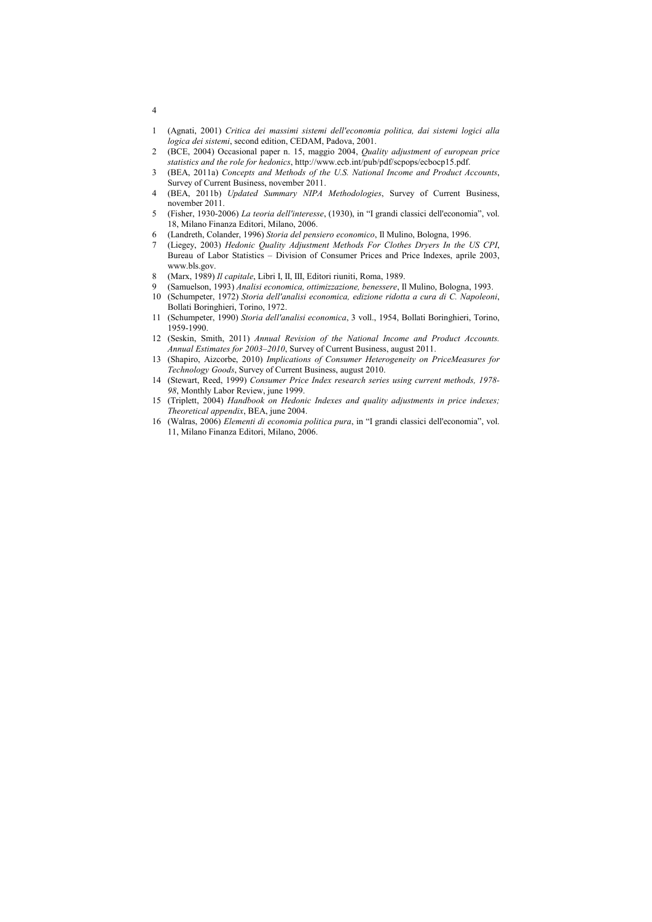1. (Agnati, 2001) *Critica dei massimi sistemi dell'economia politica, dai sistemi logici alla logica dei sistemi*, second edition, CEDAM, Padova, 2001.
2. (BCE, 2004) Occasional paper n. 15, maggio 2004, *Quality adjustment of european price statistics and the role for hedonics*, http://www.ecb.int/pub/pdf/scpops/ecbocp15.pdf.
3. (BEA, 2011a) *Concepts and Methods of the U.S. National Income and Product Accounts*, Survey of Current Business, november 2011.
4. (BEA, 2011b) *Updated Summary NIPA Methodologies*, Survey of Current Business, november 2011.
5. (Fisher, 1930-2006) *La teoria dell'interesse*, (1930), in "I grandi classici dell'economia", vol. 18, Milano Finanza Editori, Milano, 2006.
6. (Landreth, Colander, 1996) *Storia del pensiero economico*, Il Mulino, Bologna, 1996.
7. (Liegey, 2003) *Hedonic Quality Adjustment Methods For Clothes Dryers In the US CPI*, Bureau of Labor Statistics – Division of Consumer Prices and Price Indexes, aprile 2003, www.bls.gov.
8. (Marx, 1989) *Il capitale*, Libri I, II, III, Editori riuniti, Roma, 1989.
9. (Samuelson, 1993) *Analisi economica, ottimizzazione, benessere*, Il Mulino, Bologna, 1993.
10. (Schumpeter, 1972) *Storia dell'analisi economica, edizione ridotta a cura di C. Napoleoni*, Bollati Boringhieri, Torino, 1972.
11. (Schumpeter, 1990) *Storia dell'analisi economica*, 3 voll., 1954, Bollati Boringhieri, Torino, 1959-1990.
12. (Seskin, Smith, 2011) *Annual Revision of the National Income and Product Accounts. Annual Estimates for 2003–2010*, Survey of Current Business, august 2011.
13. (Shapiro, Aizcorbe, 2010) *Implications of Consumer Heterogeneity on PriceMeasures for Technology Goods*, Survey of Current Business, august 2010.
14. (Stewart, Reed, 1999) *Consumer Price Index research series using current methods, 1978-98*, Monthly Labor Review, june 1999.
15. (Triplett, 2004) *Handbook on Hedonic Indexes and quality adjustments in price indexes; Theoretical appendix*, BEA, june 2004.
16. (Walras, 2006) *Elementi di economia politica pura*, in "I grandi classici dell'economia", vol. 11, Milano Finanza Editori, Milano, 2006.